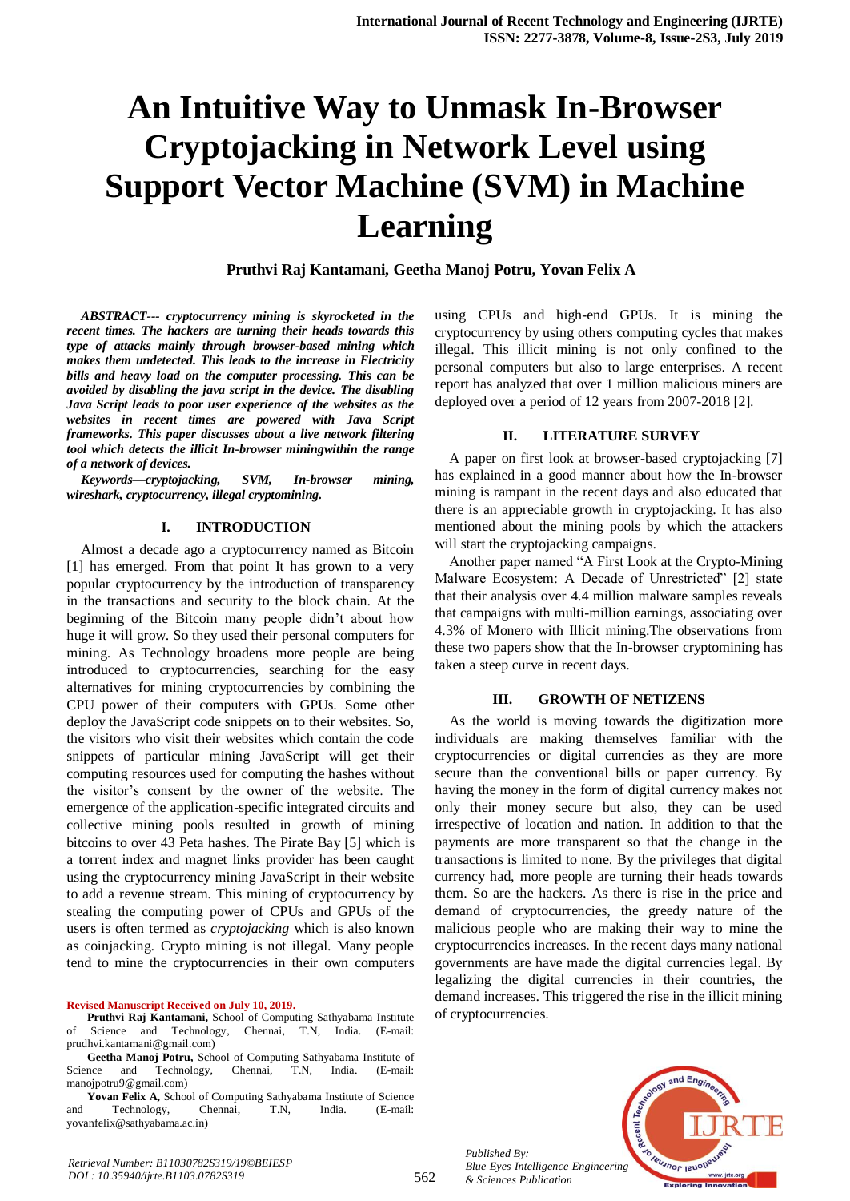# An Intuitive Way to Unmask In-Browser Cryptojacking in Network Level using Support Vector Machine (SVM) in Machine Learning

**Pruthvi Raj Kantamani, Geetha Manoj Potru, Yovan Felix A**

***ABSTRACT--- cryptocurrency mining is skyrocketed in the recent times. The hackers are turning their heads towards this type of attacks mainly through browser-based mining which makes them undetected. This leads to the increase in Electricity bills and heavy load on the computer processing. This can be avoided by disabling the java script in the device. The disabling Java Script leads to poor user experience of the websites as the websites in recent times are powered with Java Script frameworks. This paper discusses about a live network filtering tool which detects the illicit In-browser miningwithin the range of a network of devices.***

***Keywords—cryptojacking, SVM, In-browser mining, wireshark, cryptocurrency, illegal cryptomining.***

## I. INTRODUCTION

Almost a decade ago a cryptocurrency named as Bitcoin [1] has emerged. From that point It has grown to a very popular cryptocurrency by the introduction of transparency in the transactions and security to the block chain. At the beginning of the Bitcoin many people didn't about how huge it will grow. So they used their personal computers for mining. As Technology broadens more people are being introduced to cryptocurrencies, searching for the easy alternatives for mining cryptocurrencies by combining the CPU power of their computers with GPUs. Some other deploy the JavaScript code snippets on to their websites. So, the visitors who visit their websites which contain the code snippets of particular mining JavaScript will get their computing resources used for computing the hashes without the visitor's consent by the owner of the website. The emergence of the application-specific integrated circuits and collective mining pools resulted in growth of mining bitcoins to over 43 Peta hashes. The Pirate Bay [5] which is a torrent index and magnet links provider has been caught using the cryptocurrency mining JavaScript in their website to add a revenue stream. This mining of cryptocurrency by stealing the computing power of CPUs and GPUs of the users is often termed as *cryptojacking* which is also known as coinjacking. Crypto mining is not illegal. Many people tend to mine the cryptocurrencies in their own computers using CPUs and high-end GPUs. It is mining the cryptocurrency by using others computing cycles that makes illegal. This illicit mining is not only confined to the personal computers but also to large enterprises. A recent report has analyzed that over 1 million malicious miners are deployed over a period of 12 years from 2007-2018 [2].

## II. LITERATURE SURVEY

A paper on first look at browser-based cryptojacking [7] has explained in a good manner about how the In-browser mining is rampant in the recent days and also educated that there is an appreciable growth in cryptojacking. It has also mentioned about the mining pools by which the attackers will start the cryptojacking campaigns.

Another paper named "A First Look at the Crypto-Mining Malware Ecosystem: A Decade of Unrestricted" [2] state that their analysis over 4.4 million malware samples reveals that campaigns with multi-million earnings, associating over 4.3% of Monero with Illicit mining.The observations from these two papers show that the In-browser cryptomining has taken a steep curve in recent days.

## III. GROWTH OF NETIZENS

As the world is moving towards the digitization more individuals are making themselves familiar with the cryptocurrencies or digital currencies as they are more secure than the conventional bills or paper currency. By having the money in the form of digital currency makes not only their money secure but also, they can be used irrespective of location and nation. In addition to that the payments are more transparent so that the change in the transactions is limited to none. By the privileges that digital currency had, more people are turning their heads towards them. So are the hackers. As there is rise in the price and demand of cryptocurrencies, the greedy nature of the malicious people who are making their way to mine the cryptocurrencies increases. In the recent days many national governments are have made the digital currencies legal. By legalizing the digital currencies in their countries, the demand increases. This triggered the rise in the illicit mining of cryptocurrencies.

---

**Revised Manuscript Received on July 10, 2019.**

**Pruthvi Raj Kantamani,** School of Computing Sathyabama Institute of Science and Technology, Chennai, T.N, India. (E-mail: prudhvi.kantamani@gmail.com)

**Geetha Manoj Potru,** School of Computing Sathyabama Institute of Science and Technology, Chennai, T.N, India. (E-mail: manojpotru9@gmail.com)

**Yovan Felix A,** School of Computing Sathyabama Institute of Science and Technology, Chennai, T.N, India. (E-mail: yovanfelix@sathyabama.ac.in)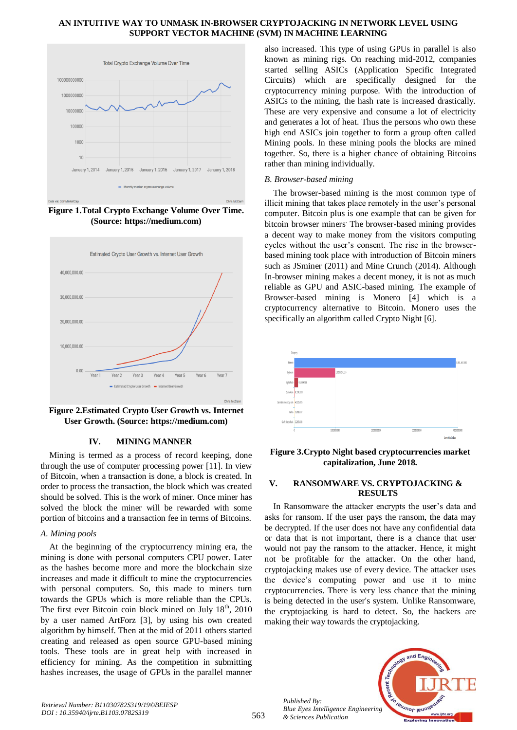Figure 1.Total Crypto Exchange Volume Over Time. (Source: https://medium.com)

Figure 2.Estimated Crypto User Growth vs. Internet User Growth. (Source: https://medium.com)

## IV. MINING MANNER

Mining is termed as a process of record keeping, done through the use of computer processing power [11]. In view of Bitcoin, when a transaction is done, a block is created. In order to process the transaction, the block which was created should be solved. This is the work of miner. Once miner has solved the block the miner will be rewarded with some portion of bitcoins and a transaction fee in terms of Bitcoins.

### *A. Mining pools*

At the beginning of the cryptocurrency mining era, the mining is done with personal computers CPU power. Later as the hashes become more and more the blockchain size increases and made it difficult to mine the cryptocurrencies with personal computers. So, this made to miners turn towards the GPUs which is more reliable than the CPUs. The first ever Bitcoin coin block mined on July 18th, 2010 by a user named ArtForz [3], by using his own created algorithm by himself. Then at the mid of 2011 others started creating and released as open source GPU-based mining tools. These tools are in great help with increased in efficiency for mining. As the competition in submitting hashes increases, the usage of GPUs in the parallel manner also increased. This type of using GPUs in parallel is also known as mining rigs. On reaching mid-2012, companies started selling ASICs (Application Specific Integrated Circuits) which are specifically designed for the cryptocurrency mining purpose. With the introduction of ASICs to the mining, the hash rate is increased drastically. These are very expensive and consume a lot of electricity and generates a lot of heat. Thus the persons who own these high end ASICs join together to form a group often called Mining pools. In these mining pools the blocks are mined together. So, there is a higher chance of obtaining Bitcoins rather than mining individually.

### *B. Browser-based mining*

The browser-based mining is the most common type of illicit mining that takes place remotely in the user's personal computer. Bitcoin plus is one example that can be given for bitcoin browser miners. The browser-based mining provides a decent way to make money from the visitors computing cycles without the user's consent. The rise in the browser-based mining took place with introduction of Bitcoin miners such as JSminer (2011) and Mine Crunch (2014). Although In-browser mining makes a decent money, it is not as much reliable as GPU and ASIC-based mining. The example of Browser-based mining is Monero [4] which is a cryptocurrency alternative to Bitcoin. Monero uses the specifically an algorithm called Crypto Night [6].

Figure 3.Crypto Night based cryptocurrencies market capitalization, June 2018.

## V. RANSOMWARE VS. CRYPTOJACKING & RESULTS

In Ransomware the attacker encrypts the user's data and asks for ransom. If the user pays the ransom, the data may be decrypted. If the user does not have any confidential data or data that is not important, there is a chance that user would not pay the ransom to the attacker. Hence, it might not be profitable for the attacker. On the other hand, cryptojacking makes use of every device. The attacker uses the device's computing power and use it to mine cryptocurrencies. There is very less chance that the mining is being detected in the user's system. Unlike Ransomware, the cryptojacking is hard to detect. So, the hackers are making their way towards the cryptojacking.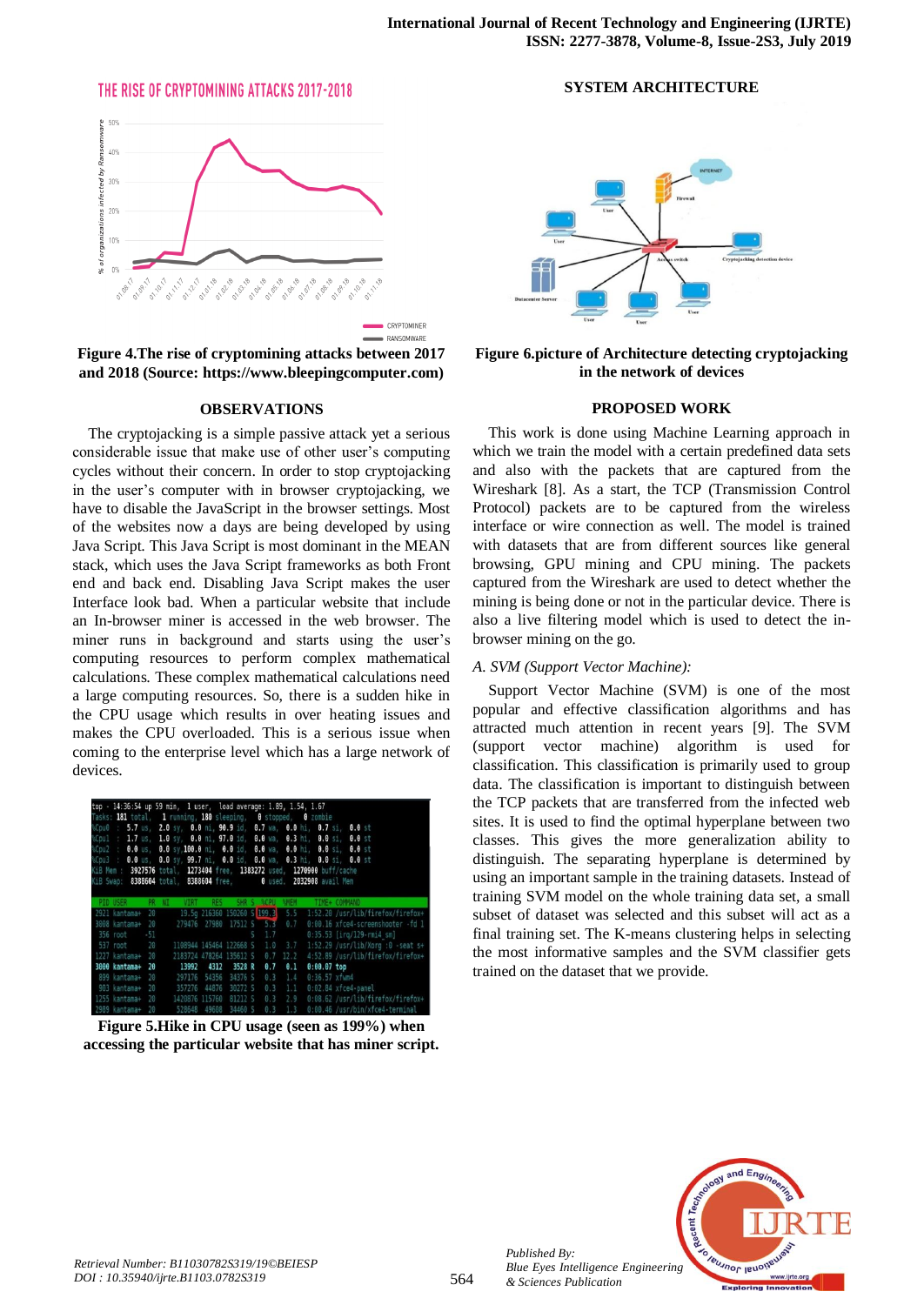**Figure 4.The rise of cryptomining attacks between 2017 and 2018 (Source: https://www.bleepingcomputer.com)**

## OBSERVATIONS

The cryptojacking is a simple passive attack yet a serious considerable issue that make use of other user's computing cycles without their concern. In order to stop cryptojacking in the user's computer with in browser cryptojacking, we have to disable the JavaScript in the browser settings. Most of the websites now a days are being developed by using Java Script. This Java Script is most dominant in the MEAN stack, which uses the Java Script frameworks as both Front end and back end. Disabling Java Script makes the user Interface look bad. When a particular website that include an In-browser miner is accessed in the web browser. The miner runs in background and starts using the user's computing resources to perform complex mathematical calculations. These complex mathematical calculations need a large computing resources. So, there is a sudden hike in the CPU usage which results in over heating issues and makes the CPU overloaded. This is a serious issue when coming to the enterprise level which has a large network of devices.

**Figure 5.Hike in CPU usage (seen as 199%) when accessing the particular website that has miner script.**

## SYSTEM ARCHITECTURE

**Figure 6.picture of Architecture detecting cryptojacking in the network of devices**

## PROPOSED WORK

This work is done using Machine Learning approach in which we train the model with a certain predefined data sets and also with the packets that are captured from the Wireshark [8]. As a start, the TCP (Transmission Control Protocol) packets are to be captured from the wireless interface or wire connection as well. The model is trained with datasets that are from different sources like general browsing, GPU mining and CPU mining. The packets captured from the Wireshark are used to detect whether the mining is being done or not in the particular device. There is also a live filtering model which is used to detect the in-browser mining on the go.

### *A. SVM (Support Vector Machine):*

Support Vector Machine (SVM) is one of the most popular and effective classification algorithms and has attracted much attention in recent years [9]. The SVM (support vector machine) algorithm is used for classification. This classification is primarily used to group data. The classification is important to distinguish between the TCP packets that are transferred from the infected web sites. It is used to find the optimal hyperplane between two classes. This gives the more generalization ability to distinguish. The separating hyperplane is determined by using an important sample in the training datasets. Instead of training SVM model on the whole training data set, a small subset of dataset was selected and this subset will act as a final training set. The K-means clustering helps in selecting the most informative samples and the SVM classifier gets trained on the dataset that we provide.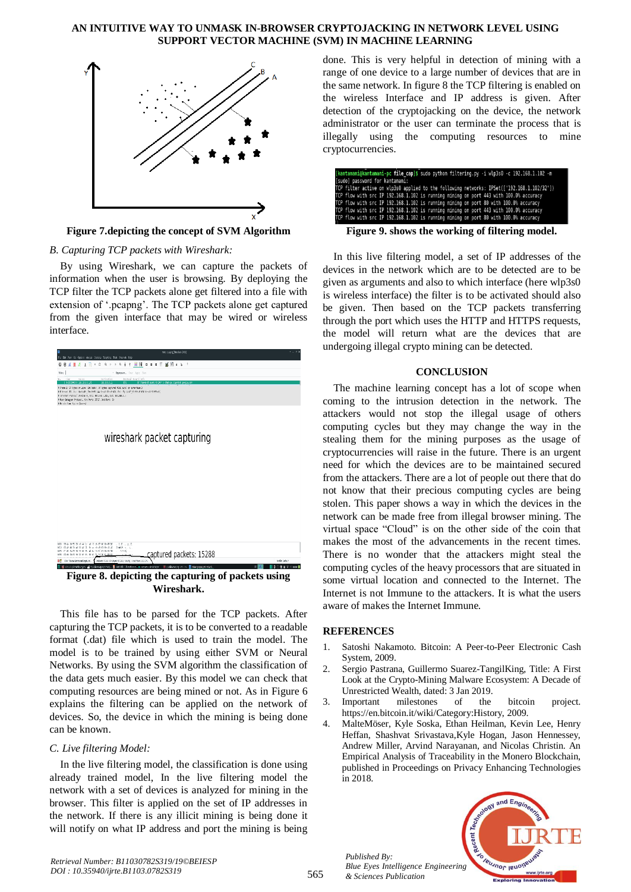Figure 7.depicting the concept of SVM Algorithm

*B. Capturing TCP packets with Wireshark:*

By using Wireshark, we can capture the packets of information when the user is browsing. By deploying the TCP filter the TCP packets alone get filtered into a file with extension of '.pcapng'. The TCP packets alone get captured from the given interface that may be wired or wireless interface.

Figure 8. depicting the capturing of packets using Wireshark.

This file has to be parsed for the TCP packets. After capturing the TCP packets, it is to be converted to a readable format (.dat) file which is used to train the model. The model is to be trained by using either SVM or Neural Networks. By using the SVM algorithm the classification of the data gets much easier. By this model we can check that computing resources are being mined or not. As in Figure 6 explains the filtering can be applied on the network of devices. So, the device in which the mining is being done can be known.

*C. Live filtering Model:*

In the live filtering model, the classification is done using already trained model, In the live filtering model the network with a set of devices is analyzed for mining in the browser. This filter is applied on the set of IP addresses in the network. If there is any illicit mining is being done it will notify on what IP address and port the mining is being done. This is very helpful in detection of mining with a range of one device to a large number of devices that are in the same network. In figure 8 the TCP filtering is enabled on the wireless Interface and IP address is given. After detection of the cryptojacking on the device, the network administrator or the user can terminate the process that is illegally using the computing resources to mine cryptocurrencies.

```
[kantamani@kantamani-pc file_cap]$ sudo python filtering.py -i wlp3s0 -c 192.168.1.102 -m
[sudo] password for kantamani:
TCP filter active on wlp3s0 applied to the following networks: IPSet(['192.168.1.102/32'])
TCP flow with src IP 192.168.1.102 is running mining on port 443 with 100.0% accuracy
TCP flow with src IP 192.168.1.102 is running mining on port 80 with 100.0% accuracy
TCP flow with src IP 192.168.1.102 is running mining on port 443 with 100.0% accuracy
TCP flow with src IP 192.168.1.102 is running mining on port 80 with 100.0% accuracy
TCP flow with src IP 192.168.1.102 is running mining on port 80 with 100.0% accuracy
```

Figure 9. shows the working of filtering model.

In this live filtering model, a set of IP addresses of the devices in the network which are to be detected are to be given as arguments and also to which interface (here wlp3s0 is wireless interface) the filter is to be activated should also be given. Then based on the TCP packets transferring through the port which uses the HTTP and HTTPS requests, the model will return what are the devices that are undergoing illegal crypto mining can be detected.

## CONCLUSION

The machine learning concept has a lot of scope when coming to the intrusion detection in the network. The attackers would not stop the illegal usage of others computing cycles but they may change the way in the stealing them for the mining purposes as the usage of cryptocurrencies will raise in the future. There is an urgent need for which the devices are to be maintained secured from the attackers. There are a lot of people out there that do not know that their precious computing cycles are being stolen. This paper shows a way in which the devices in the network can be made free from illegal browser mining. The virtual space "Cloud" is on the other side of the coin that makes the most of the advancements in the recent times. There is no wonder that the attackers might steal the computing cycles of the heavy processors that are situated in some virtual location and connected to the Internet. The Internet is not Immune to the attackers. It is what the users aware of makes the Internet Immune.

## REFERENCES

1. Satoshi Nakamoto. Bitcoin: A Peer-to-Peer Electronic Cash System, 2009.
2. Sergio Pastrana, Guillermo Suarez-TangilKing, Title: A First Look at the Crypto-Mining Malware Ecosystem: A Decade of Unrestricted Wealth, dated: 3 Jan 2019.
3. Important milestones of the bitcoin project. https://en.bitcoin.it/wiki/Category:History, 2009.
4. MalteMöser, Kyle Soska, Ethan Heilman, Kevin Lee, Henry Heffan, Shashvat Srivastava,Kyle Hogan, Jason Hennessey, Andrew Miller, Arvind Narayanan, and Nicolas Christin. An Empirical Analysis of Traceability in the Monero Blockchain, published in Proceedings on Privacy Enhancing Technologies in 2018.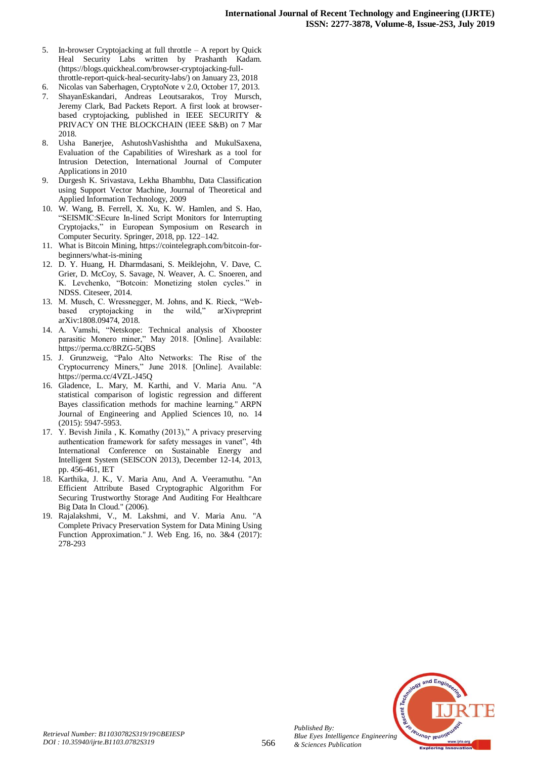5. In-browser Cryptojacking at full throttle – A report by Quick Heal Security Labs written by Prashanth Kadam. (https://blogs.quickheal.com/browser-cryptojacking-full-throttle-report-quick-heal-security-labs/) on January 23, 2018
6. Nicolas van Saberhagen, CryptoNote v 2.0, October 17, 2013.
7. ShayanEskandari, Andreas Leoutsarakos, Troy Mursch, Jeremy Clark, Bad Packets Report. A first look at browser-based cryptojacking, published in IEEE SECURITY & PRIVACY ON THE BLOCKCHAIN (IEEE S&B) on 7 Mar 2018.
8. Usha Banerjee, AshutoshVashishtha and MukulSaxena, Evaluation of the Capabilities of Wireshark as a tool for Intrusion Detection, International Journal of Computer Applications in 2010
9. Durgesh K. Srivastava, Lekha Bhambhu, Data Classification using Support Vector Machine, Journal of Theoretical and Applied Information Technology, 2009
10. W. Wang, B. Ferrell, X. Xu, K. W. Hamlen, and S. Hao, "SEISMIC:SEcure In-lined Script Monitors for Interrupting Cryptojacks," in European Symposium on Research in Computer Security. Springer, 2018, pp. 122–142.
11. What is Bitcoin Mining, https://cointelegraph.com/bitcoin-for-beginners/what-is-mining
12. D. Y. Huang, H. Dharmdasani, S. Meiklejohn, V. Dave, C. Grier, D. McCoy, S. Savage, N. Weaver, A. C. Snoeren, and K. Levchenko, "Botcoin: Monetizing stolen cycles." in NDSS. Citeseer, 2014.
13. M. Musch, C. Wressnegger, M. Johns, and K. Rieck, "Web-based cryptojacking in the wild," arXivpreprint arXiv:1808.09474, 2018.
14. A. Vamshi, "Netskope: Technical analysis of Xbooster parasitic Monero miner," May 2018. [Online]. Available: https://perma.cc/8RZG-5QBS
15. J. Grunzweig, "Palo Alto Networks: The Rise of the Cryptocurrency Miners," June 2018. [Online]. Available: https://perma.cc/4VZL-J45Q
16. Gladence, L. Mary, M. Karthi, and V. Maria Anu. "A statistical comparison of logistic regression and different Bayes classification methods for machine learning." ARPN Journal of Engineering and Applied Sciences 10, no. 14 (2015): 5947-5953.
17. Y. Bevish Jinila , K. Komathy (2013)," A privacy preserving authentication framework for safety messages in vanet", 4th International Conference on Sustainable Energy and Intelligent System (SEISCON 2013), December 12-14, 2013, pp. 456-461, IET
18. Karthika, J. K., V. Maria Anu, And A. Veeramuthu. "An Efficient Attribute Based Cryptographic Algorithm For Securing Trustworthy Storage And Auditing For Healthcare Big Data In Cloud." (2006).
19. Rajalakshmi, V., M. Lakshmi, and V. Maria Anu. "A Complete Privacy Preservation System for Data Mining Using Function Approximation." J. Web Eng. 16, no. 3&4 (2017): 278-293